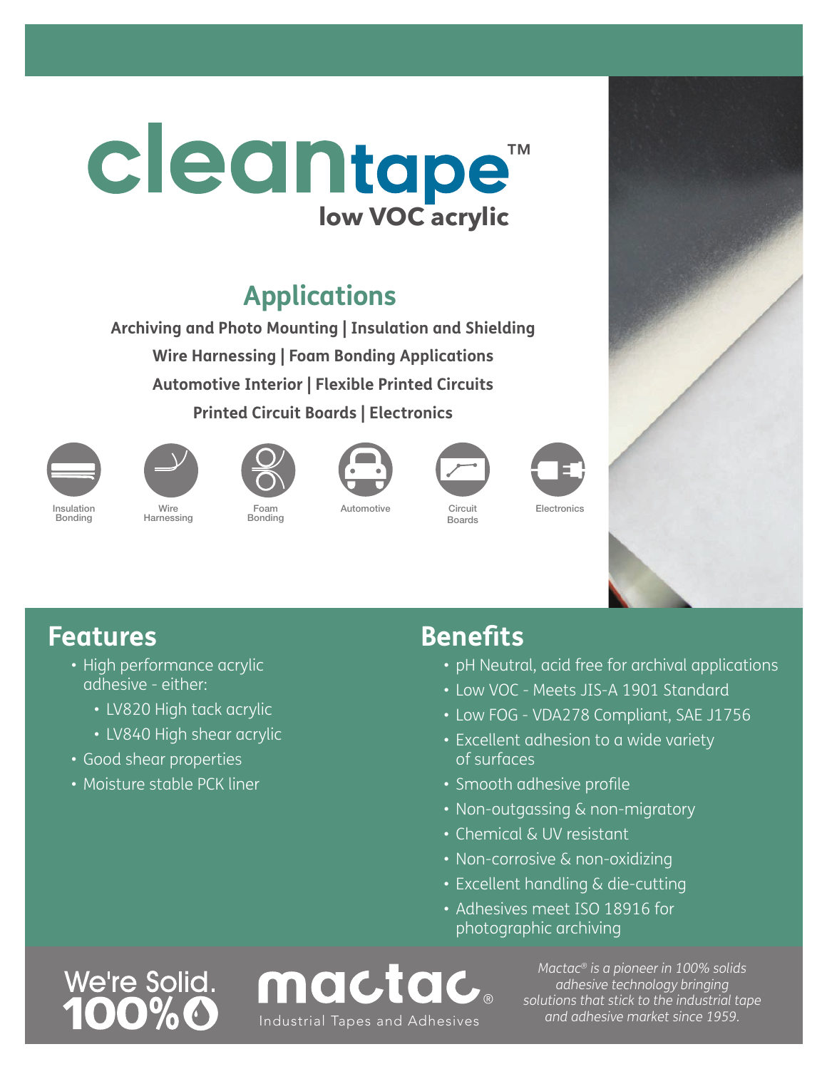# cleantape™

low VOC acrylic

## Applications

**Archiving and Photo Mounting | Insulation and Shielding**

**Wire Harnessing | Foam Bonding Applications**

**Automotive Interior | Flexible Printed Circuits**

**Printed Circuit Boards | Electronics**

Insulation Bonding | Wire Harnessing | Foam Bonding | Automotive | Circuit Boards | Electronics

## Features

- High performance acrylic adhesive - either:
  - LV820 High tack acrylic
  - LV840 High shear acrylic
- Good shear properties
- Moisture stable PCK liner

## Benefits

- pH Neutral, acid free for archival applications
- Low VOC - Meets JIS-A 1901 Standard
- Low FOG - VDA278 Compliant, SAE J1756
- Excellent adhesion to a wide variety of surfaces
- Smooth adhesive profile
- Non-outgassing & non-migratory
- Chemical & UV resistant
- Non-corrosive & non-oxidizing
- Excellent handling & die-cutting
- Adhesives meet ISO 18916 for photographic archiving

We're Solid. 100%

mactac® Industrial Tapes and Adhesives

*Mactac® is a pioneer in 100% solids adhesive technology bringing solutions that stick to the industrial tape and adhesive market since 1959.*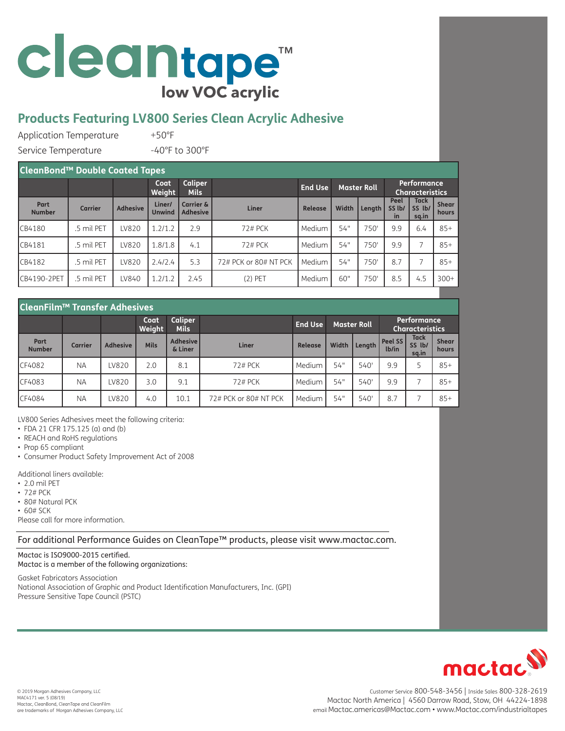# cleantape™

low VOC acrylic

## Products Featuring LV800 Series Clean Acrylic Adhesive

Application Temperature +50°F

Service Temperature -40°F to 300°F

### CleanBond™ Double Coated Tapes

| | | | Coat Weight | Caliper Mils | | End Use | Master Roll | | Performance Characteristics | | |
|---|---|---|---|---|---|---|---|---|---|---|---|
| Part Number | Carrier | Adhesive | Liner/ Unwind | Carrier & Adhesive | Liner | Release | Width | Length | Peel SS lb/ in | Tack SS lb/ sq.in | Shear hours |
| CB4180 | .5 mil PET | LV820 | 1.2/1.2 | 2.9 | 72# PCK | Medium | 54" | 750' | 9.9 | 6.4 | 85+ |
| CB4181 | .5 mil PET | LV820 | 1.8/1.8 | 4.1 | 72# PCK | Medium | 54" | 750' | 9.9 | 7 | 85+ |
| CB4182 | .5 mil PET | LV820 | 2.4/2.4 | 5.3 | 72# PCK or 80# NT PCK | Medium | 54" | 750' | 8.7 | 7 | 85+ |
| CB4190-2PET | .5 mil PET | LV840 | 1.2/1.2 | 2.45 | (2) PET | Medium | 60" | 750' | 8.5 | 4.5 | 300+ |

### CleanFilm™ Transfer Adhesives

| | | | Coat Weight | Caliper Mils | | End Use | Master Roll | | Performance Characteristics | | |
|---|---|---|---|---|---|---|---|---|---|---|---|
| Part Number | Carrier | Adhesive | Mils | Adhesive & Liner | Liner | Release | Width | Length | Peel SS lb/in | Tack SS lb/ sq.in | Shear hours |
| CF4082 | NA | LV820 | 2.0 | 8.1 | 72# PCK | Medium | 54" | 540' | 9.9 | 5 | 85+ |
| CF4083 | NA | LV820 | 3.0 | 9.1 | 72# PCK | Medium | 54" | 540' | 9.9 | 7 | 85+ |
| CF4084 | NA | LV820 | 4.0 | 10.1 | 72# PCK or 80# NT PCK | Medium | 54" | 540' | 8.7 | 7 | 85+ |

LV800 Series Adhesives meet the following criteria:

- FDA 21 CFR 175.125 (a) and (b)
- REACH and RoHS regulations
- Prop 65 compliant
- Consumer Product Safety Improvement Act of 2008

Additional liners available:

- 2.0 mil PET
- 72# PCK
- 80# Natural PCK
- 60# SCK

Please call for more information.

For additional Performance Guides on CleanTape™ products, please visit www.mactac.com.

Mactac is ISO9000-2015 certified.
Mactac is a member of the following organizations:

Gasket Fabricators Association
National Association of Graphic and Product Identification Manufacturers, Inc. (GPI)
Pressure Sensitive Tape Council (PSTC)

mactac

© 2019 Morgan Adhesives Company, LLC
MAC4171 ver. 5 (08/19)
Mactac, CleanBond, CleanTape and CleanFilm are trademarks of Morgan Adhesives Company, LLC

Customer Service 800-548-3456 | Inside Sales 800-328-2619
Mactac North America | 4560 Darrow Road, Stow, OH 44224-1898
email Mactac.americas@Mactac.com • www.Mactac.com/industrialtapes